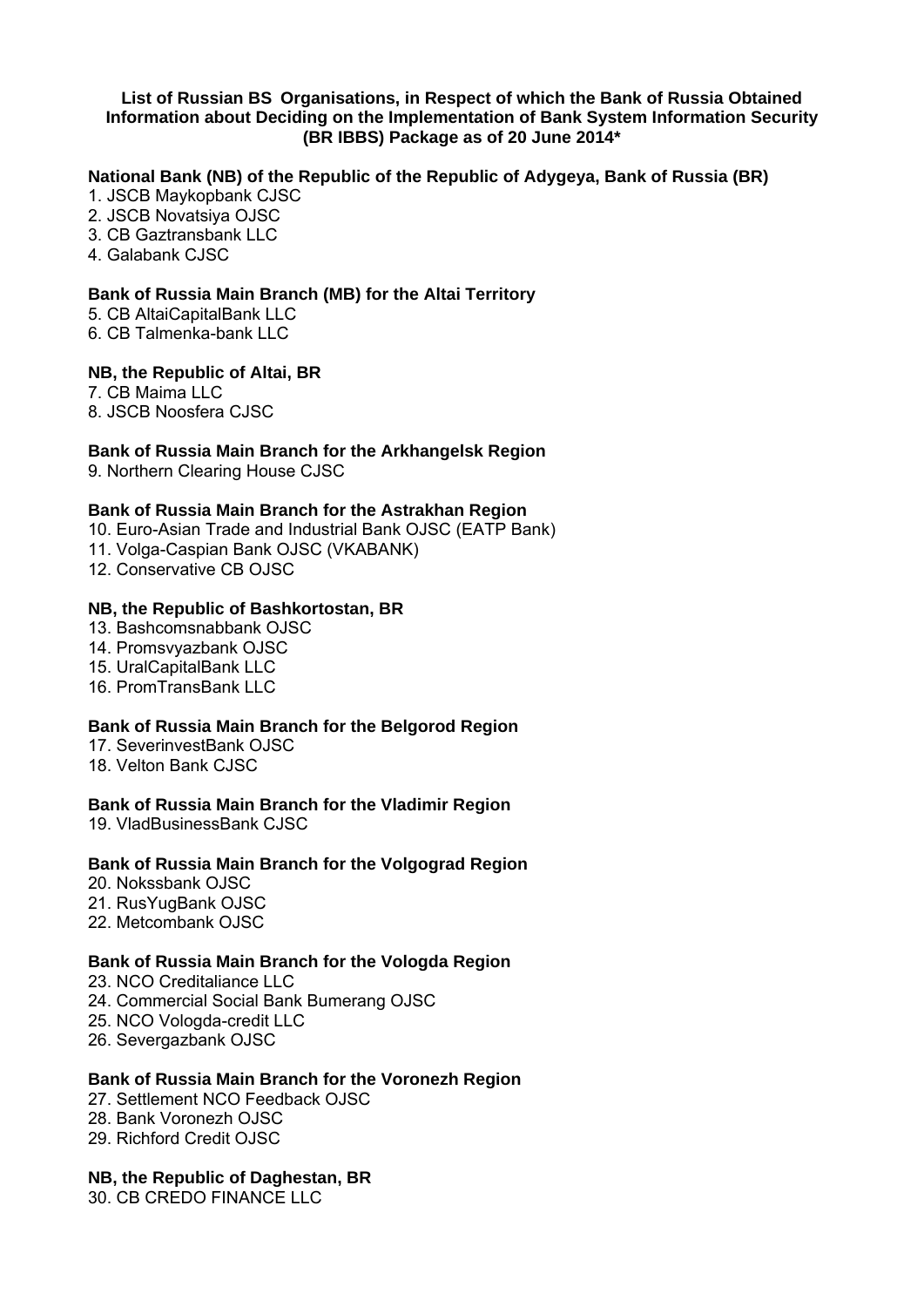# List of Russian BS Organisations, in Respect of which the Bank of Russia Obtained Information about Deciding on the Implementation of Bank System Information Security (BR IBBS) Package as of 20 June 2014*

**National Bank (NB) of the Republic of the Republic of Adygeya, Bank of Russia (BR)**

1. JSCB Maykopbank CJSC
2. JSCB Novatsiya OJSC
3. CB Gaztransbank LLC
4. Galabank CJSC

**Bank of Russia Main Branch (MB) for the Altai Territory**

5. CB AltaiCapitalBank LLC
6. CB Talmenka-bank LLC

**NB, the Republic of Altai, BR**

7. CB Maima LLC
8. JSCB Noosfera CJSC

**Bank of Russia Main Branch for the Arkhangelsk Region**

9. Northern Clearing House CJSC

**Bank of Russia Main Branch for the Astrakhan Region**

10. Euro-Asian Trade and Industrial Bank OJSC (EATP Bank)
11. Volga-Caspian Bank OJSC (VKABANK)
12. Conservative CB OJSC

**NB, the Republic of Bashkortostan, BR**

13. Bashcomsnabbank OJSC
14. Promsvyazbank OJSC
15. UralCapitalBank LLC
16. PromTransBank LLC

**Bank of Russia Main Branch for the Belgorod Region**

17. SeverinvestBank OJSC
18. Velton Bank CJSC

**Bank of Russia Main Branch for the Vladimir Region**

19. VladBusinessBank CJSC

**Bank of Russia Main Branch for the Volgograd Region**

20. Nokssbank OJSC
21. RusYugBank OJSC
22. Metcombank OJSC

**Bank of Russia Main Branch for the Vologda Region**

23. NCO Creditaliance LLC
24. Commercial Social Bank Bumerang OJSC
25. NCO Vologda-credit LLC
26. Severgazbank OJSC

**Bank of Russia Main Branch for the Voronezh Region**

27. Settlement NCO Feedback OJSC
28. Bank Voronezh OJSC
29. Richford Credit OJSC

**NB, the Republic of Daghestan, BR**

30. CB CREDO FINANCE LLC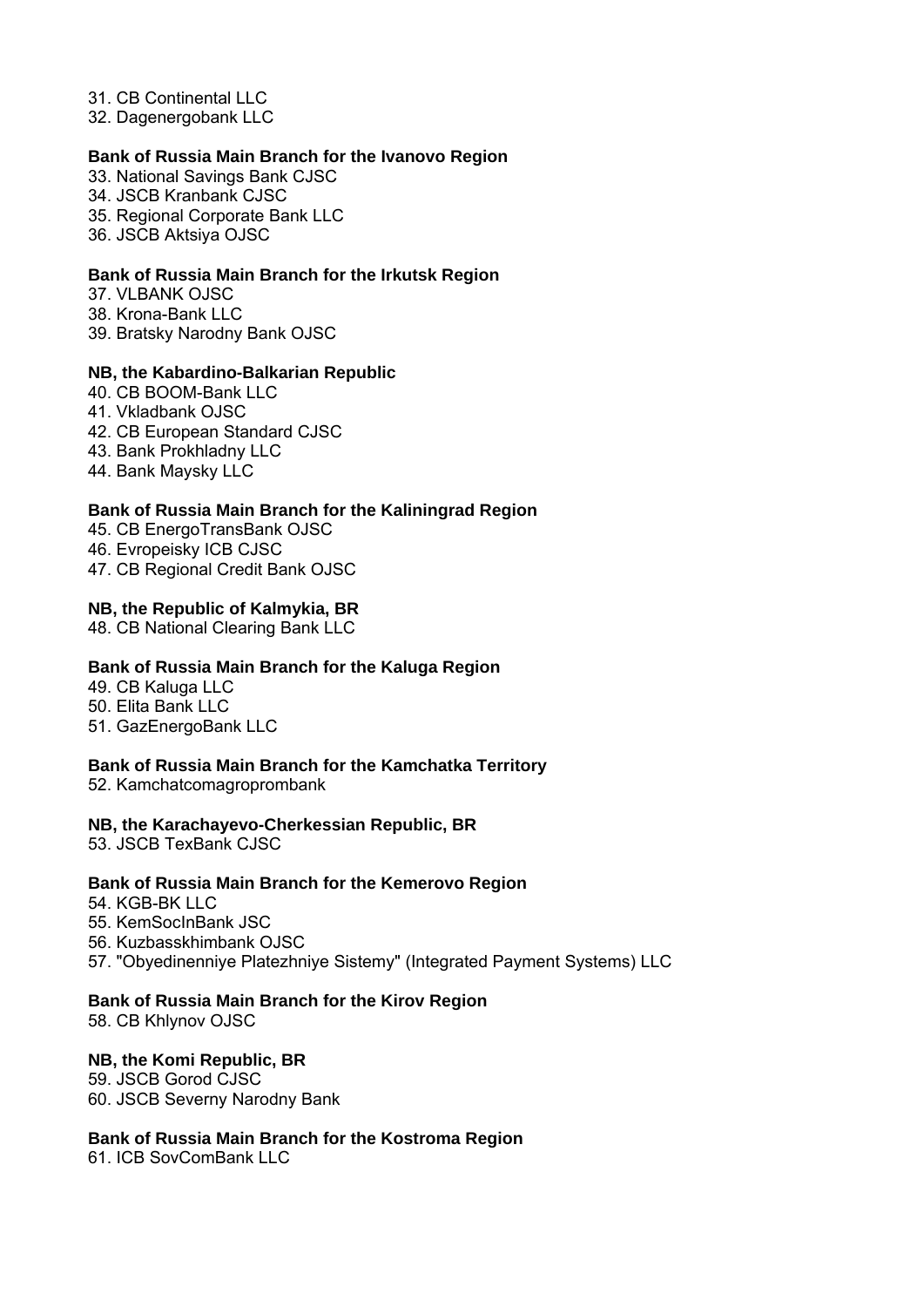31. CB Continental LLC
32. Dagenergobank LLC

**Bank of Russia Main Branch for the Ivanovo Region**

33. National Savings Bank CJSC
34. JSCB Kranbank CJSC
35. Regional Corporate Bank LLC
36. JSCB Aktsiya OJSC

**Bank of Russia Main Branch for the Irkutsk Region**

37. VLBANK OJSC
38. Krona-Bank LLC
39. Bratsky Narodny Bank OJSC

**NB, the Kabardino-Balkarian Republic**

40. CB BOOM-Bank LLC
41. Vkladbank OJSC
42. CB European Standard CJSC
43. Bank Prokhladny LLC
44. Bank Maysky LLC

**Bank of Russia Main Branch for the Kaliningrad Region**

45. CB EnergoTransBank OJSC
46. Evropeisky ICB CJSC
47. CB Regional Credit Bank OJSC

**NB, the Republic of Kalmykia, BR**

48. CB National Clearing Bank LLC

**Bank of Russia Main Branch for the Kaluga Region**

49. CB Kaluga LLC
50. Elita Bank LLC
51. GazEnergoBank LLC

**Bank of Russia Main Branch for the Kamchatka Territory**

52. Kamchatcomagroprombank

**NB, the Karachayevo-Cherkessian Republic, BR**

53. JSCB TexBank CJSC

**Bank of Russia Main Branch for the Kemerovo Region**

54. KGB-BK LLC
55. KemSocInBank JSC
56. Kuzbasskhimbank OJSC
57. "Obyedinenniye Platezhniye Sistemy" (Integrated Payment Systems) LLC

**Bank of Russia Main Branch for the Kirov Region**

58. CB Khlynov OJSC

**NB, the Komi Republic, BR**

59. JSCB Gorod CJSC
60. JSCB Severny Narodny Bank

**Bank of Russia Main Branch for the Kostroma Region**

61. ICB SovComBank LLC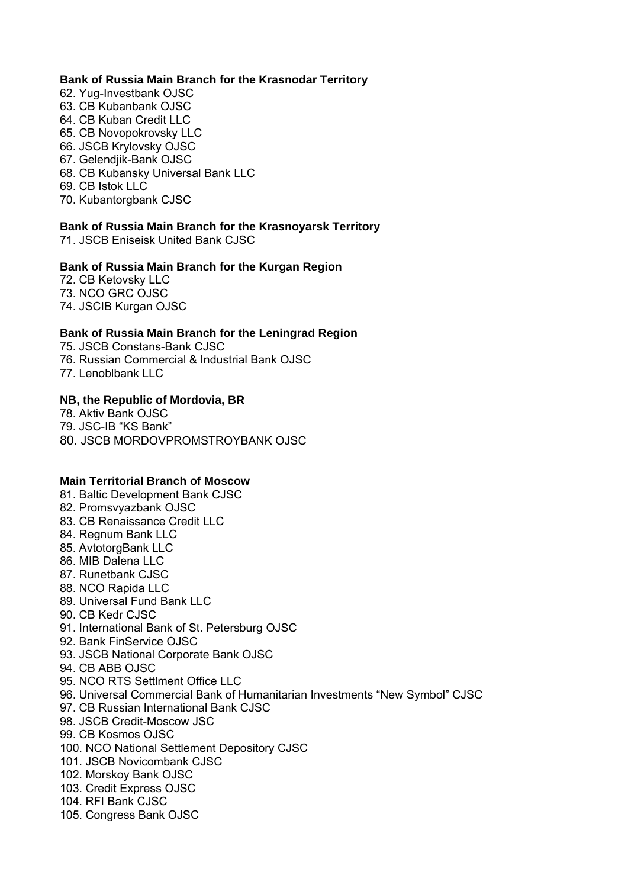**Bank of Russia Main Branch for the Krasnodar Territory**

62. Yug-Investbank OJSC
63. CB Kubanbank OJSC
64. CB Kuban Credit LLC
65. CB Novopokrovsky LLC
66. JSCB Krylovsky OJSC
67. Gelendjik-Bank OJSC
68. CB Kubansky Universal Bank LLC
69. CB Istok LLC
70. Kubantorgbank CJSC

**Bank of Russia Main Branch for the Krasnoyarsk Territory**

71. JSCB Eniseisk United Bank CJSC

**Bank of Russia Main Branch for the Kurgan Region**

72. CB Ketovsky LLC
73. NCO GRC OJSC
74. JSCIB Kurgan OJSC

**Bank of Russia Main Branch for the Leningrad Region**

75. JSCB Constans-Bank CJSC
76. Russian Commercial & Industrial Bank OJSC
77. Lenoblbank LLC

**NB, the Republic of Mordovia, BR**

78. Aktiv Bank OJSC
79. JSC-IB “KS Bank”
80. JSCB MORDOVPROMSTROYBANK OJSC

**Main Territorial Branch of Moscow**

81. Baltic Development Bank CJSC
82. Promsvyazbank OJSC
83. CB Renaissance Credit LLC
84. Regnum Bank LLC
85. AvtotorgBank LLC
86. MIB Dalena LLC
87. Runetbank CJSC
88. NCO Rapida LLC
89. Universal Fund Bank LLC
90. CB Kedr CJSC
91. International Bank of St. Petersburg OJSC
92. Bank FinService OJSC
93. JSCB National Corporate Bank OJSC
94. CB ABB OJSC
95. NCO RTS Settlment Office LLC
96. Universal Commercial Bank of Humanitarian Investments “New Symbol” CJSC
97. CB Russian International Bank CJSC
98. JSCB Credit-Moscow JSC
99. CB Kosmos OJSC
100. NCO National Settlement Depository CJSC
101. JSCB Novicombank CJSC
102. Morskoy Bank OJSC
103. Credit Express OJSC
104. RFI Bank CJSC
105. Congress Bank OJSC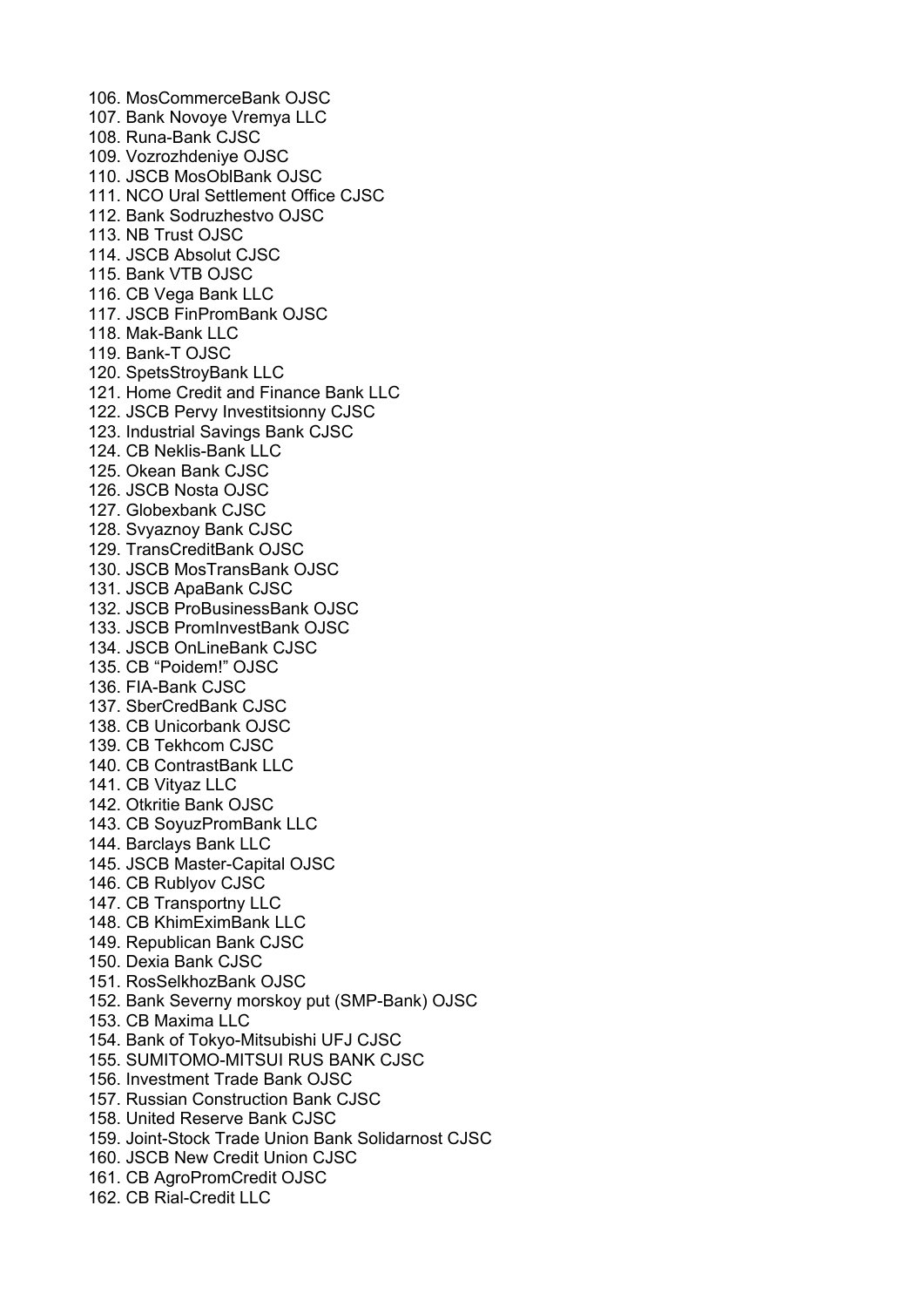106. MosCommerceBank OJSC
107. Bank Novoye Vremya LLC
108. Runa-Bank CJSC
109. Vozrozhdeniye OJSC
110. JSCB MosOblBank OJSC
111. NCO Ural Settlement Office CJSC
112. Bank Sodruzhestvo OJSC
113. NB Trust OJSC
114. JSCB Absolut CJSC
115. Bank VTB OJSC
116. CB Vega Bank LLC
117. JSCB FinPromBank OJSC
118. Mak-Bank LLC
119. Bank-T OJSC
120. SpetsStroyBank LLC
121. Home Credit and Finance Bank LLC
122. JSCB Pervy Investitsionny CJSC
123. Industrial Savings Bank CJSC
124. CB Neklis-Bank LLC
125. Okean Bank CJSC
126. JSCB Nosta OJSC
127. Globexbank CJSC
128. Svyaznoy Bank CJSC
129. TransCreditBank OJSC
130. JSCB MosTransBank OJSC
131. JSCB ApaBank CJSC
132. JSCB ProBusinessBank OJSC
133. JSCB PromInvestBank OJSC
134. JSCB OnLineBank CJSC
135. CB "Poidem!" OJSC
136. FIA-Bank CJSC
137. SberCredBank CJSC
138. CB Unicorbank OJSC
139. CB Tekhcom CJSC
140. CB ContrastBank LLC
141. CB Vityaz LLC
142. Otkritie Bank OJSC
143. CB SoyuzPromBank LLC
144. Barclays Bank LLC
145. JSCB Master-Capital OJSC
146. CB Rublyov CJSC
147. CB Transportny LLC
148. CB KhimEximBank LLC
149. Republican Bank CJSC
150. Dexia Bank CJSC
151. RosSelkhozBank OJSC
152. Bank Severny morskoy put (SMP-Bank) OJSC
153. CB Maxima LLC
154. Bank of Tokyo-Mitsubishi UFJ CJSC
155. SUMITOMO-MITSUI RUS BANK CJSC
156. Investment Trade Bank OJSC
157. Russian Construction Bank CJSC
158. United Reserve Bank CJSC
159. Joint-Stock Trade Union Bank Solidarnost CJSC
160. JSCB New Credit Union CJSC
161. CB AgroPromCredit OJSC
162. CB Rial-Credit LLC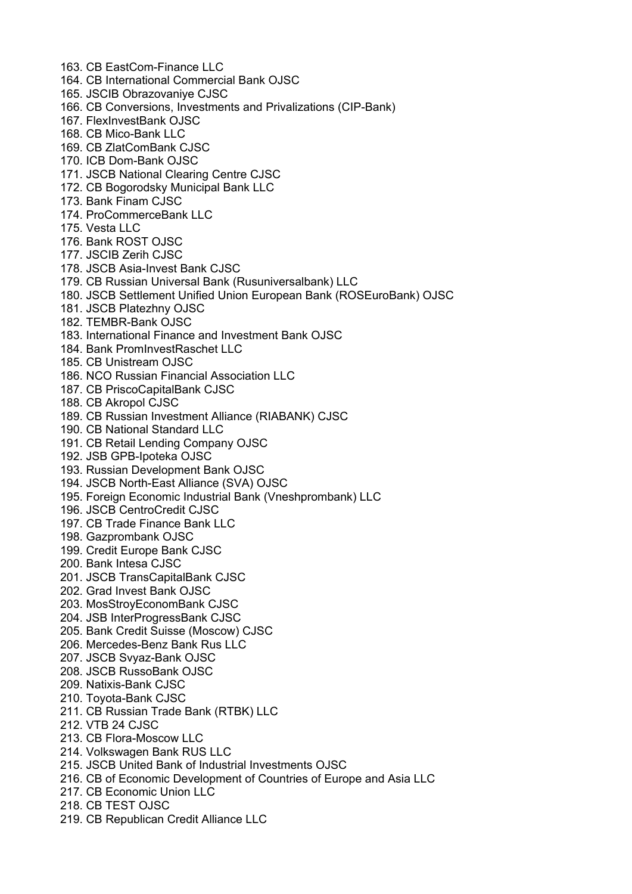163. CB EastCom-Finance LLC
164. CB International Commercial Bank OJSC
165. JSCIB Obrazovaniye CJSC
166. CB Conversions, Investments and Privalizations (CIP-Bank)
167. FlexInvestBank OJSC
168. CB Mico-Bank LLC
169. CB ZlatComBank CJSC
170. ICB Dom-Bank OJSC
171. JSCB National Clearing Centre CJSC
172. CB Bogorodsky Municipal Bank LLC
173. Bank Finam CJSC
174. ProCommerceBank LLC
175. Vesta LLC
176. Bank ROST OJSC
177. JSCIB Zerih CJSC
178. JSCB Asia-Invest Bank CJSC
179. CB Russian Universal Bank (Rusuniversalbank) LLC
180. JSCB Settlement Unified Union European Bank (ROSEuroBank) OJSC
181. JSCB Platezhny OJSC
182. TEMBR-Bank OJSC
183. International Finance and Investment Bank OJSC
184. Bank PromInvestRaschet LLC
185. CB Unistream OJSC
186. NCO Russian Financial Association LLC
187. CB PriscoCapitalBank CJSC
188. CB Akropol CJSC
189. CB Russian Investment Alliance (RIABANK) CJSC
190. CB National Standard LLC
191. CB Retail Lending Company OJSC
192. JSB GPB-Ipoteka OJSC
193. Russian Development Bank OJSC
194. JSCB North-East Alliance (SVA) OJSC
195. Foreign Economic Industrial Bank (Vneshprombank) LLC
196. JSCB CentroCredit CJSC
197. CB Trade Finance Bank LLC
198. Gazprombank OJSC
199. Credit Europe Bank CJSC
200. Bank Intesa CJSC
201. JSCB TransCapitalBank CJSC
202. Grad Invest Bank OJSC
203. MosStroyEconomBank CJSC
204. JSB InterProgressBank CJSC
205. Bank Credit Suisse (Moscow) CJSC
206. Mercedes-Benz Bank Rus LLC
207. JSCB Svyaz-Bank OJSC
208. JSCB RussoBank OJSC
209. Natixis-Bank CJSC
210. Toyota-Bank CJSC
211. CB Russian Trade Bank (RTBK) LLC
212. VTB 24 CJSC
213. CB Flora-Moscow LLC
214. Volkswagen Bank RUS LLC
215. JSCB United Bank of Industrial Investments OJSC
216. CB of Economic Development of Countries of Europe and Asia LLC
217. CB Economic Union LLC
218. CB TEST OJSC
219. CB Republican Credit Alliance LLC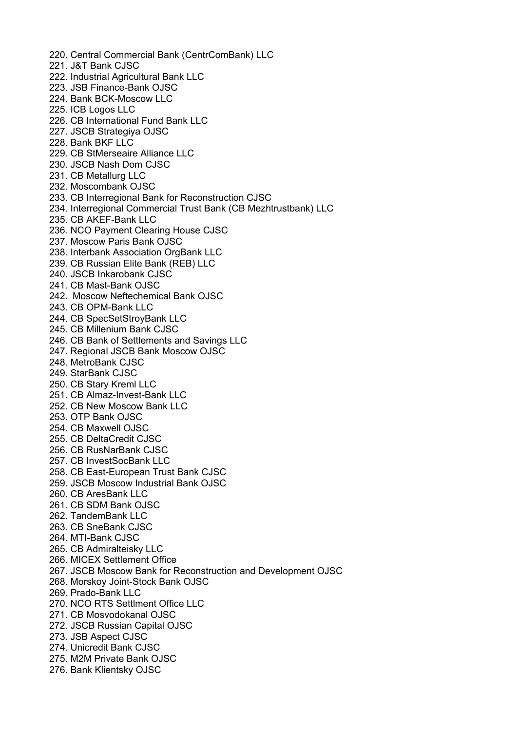220. Central Commercial Bank (CentrComBank) LLC
221. J&T Bank CJSC
222. Industrial Agricultural Bank LLC
223. JSB Finance-Bank OJSC
224. Bank BCK-Moscow LLC
225. ICB Logos LLC
226. CB International Fund Bank LLC
227. JSCB Strategiya OJSC
228. Bank BKF LLC
229. CB StMerseaire Alliance LLC
230. JSCB Nash Dom CJSC
231. CB Metallurg LLC
232. Moscombank OJSC
233. CB Interregional Bank for Reconstruction CJSC
234. Interregional Commercial Trust Bank (CB Mezhtrustbank) LLC
235. CB AKEF-Bank LLC
236. NCO Payment Clearing House CJSC
237. Moscow Paris Bank OJSC
238. Interbank Association OrgBank LLC
239. CB Russian Elite Bank (REB) LLC
240. JSCB Inkarobank CJSC
241. CB Mast-Bank OJSC
242. Moscow Neftechemical Bank OJSC
243. CB OPM-Bank LLC
244. CB SpecSetStroyBank LLC
245. CB Millenium Bank CJSC
246. CB Bank of Settlements and Savings LLC
247. Regional JSCB Bank Moscow OJSC
248. MetroBank CJSC
249. StarBank CJSC
250. CB Stary Kreml LLC
251. CB Almaz-Invest-Bank LLC
252. CB New Moscow Bank LLC
253. OTP Bank OJSC
254. CB Maxwell OJSC
255. CB DeltaCredit CJSC
256. CB RusNarBank CJSC
257. CB InvestSocBank LLC
258. CB East-European Trust Bank CJSC
259. JSCB Moscow Industrial Bank OJSC
260. CB AresBank LLC
261. CB SDM Bank OJSC
262. TandemBank LLC
263. CB SneBank CJSC
264. MTI-Bank CJSC
265. CB Admiralteisky LLC
266. MICEX Settlement Office
267. JSCB Moscow Bank for Reconstruction and Development OJSC
268. Morskoy Joint-Stock Bank OJSC
269. Prado-Bank LLC
270. NCO RTS Settlment Office LLC
271. CB Mosvodokanal OJSC
272. JSCB Russian Capital OJSC
273. JSB Aspect CJSC
274. Unicredit Bank CJSC
275. M2M Private Bank OJSC
276. Bank Klientsky OJSC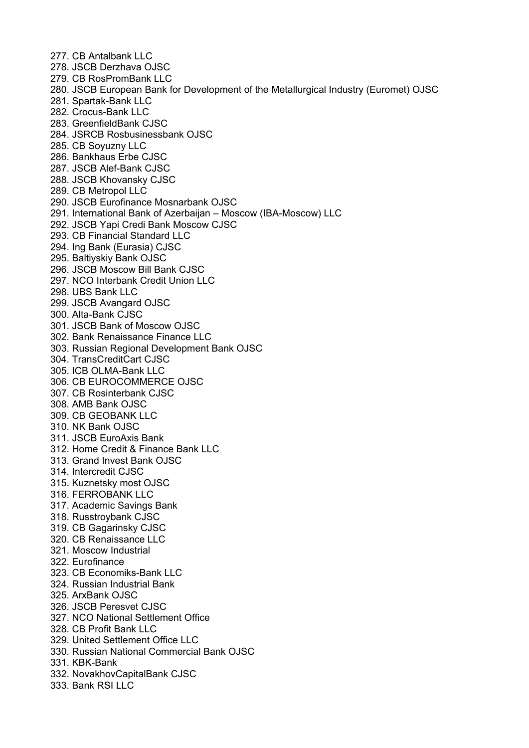277. CB Antalbank LLC
278. JSCB Derzhava OJSC
279. CB RosPromBank LLC
280. JSCB European Bank for Development of the Metallurgical Industry (Euromet) OJSC
281. Spartak-Bank LLC
282. Crocus-Bank LLC
283. GreenfieldBank CJSC
284. JSRCB Rosbusinessbank OJSC
285. CB Soyuzny LLC
286. Bankhaus Erbe CJSC
287. JSCB Alef-Bank CJSC
288. JSCB Khovansky CJSC
289. CB Metropol LLC
290. JSCB Eurofinance Mosnarbank OJSC
291. International Bank of Azerbaijan – Moscow (IBA-Moscow) LLC
292. JSCB Yapi Credi Bank Moscow CJSC
293. CB Financial Standard LLC
294. Ing Bank (Eurasia) CJSC
295. Baltiyskiy Bank OJSC
296. JSCB Moscow Bill Bank CJSC
297. NCO Interbank Credit Union LLC
298. UBS Bank LLC
299. JSCB Avangard OJSC
300. Alta-Bank CJSC
301. JSCB Bank of Moscow OJSC
302. Bank Renaissance Finance LLC
303. Russian Regional Development Bank OJSC
304. TransCreditCart CJSC
305. ICB OLMA-Bank LLC
306. CB EUROCOMMERCE OJSC
307. CB Rosinterbank CJSC
308. AMB Bank OJSC
309. CB GEOBANK LLC
310. NK Bank OJSC
311. JSCB EuroAxis Bank
312. Home Credit & Finance Bank LLC
313. Grand Invest Bank OJSC
314. Intercredit CJSC
315. Kuznetsky most OJSC
316. FERROBANK LLC
317. Academic Savings Bank
318. Russtroybank CJSC
319. CB Gagarinsky CJSC
320. CB Renaissance LLC
321. Moscow Industrial
322. Eurofinance
323. CB Economiks-Bank LLC
324. Russian Industrial Bank
325. ArxBank OJSC
326. JSCB Peresvet CJSC
327. NCO National Settlement Office
328. CB Profit Bank LLC
329. United Settlement Office LLC
330. Russian National Commercial Bank OJSC
331. KBK-Bank
332. NovakhovCapitalBank CJSC
333. Bank RSI LLC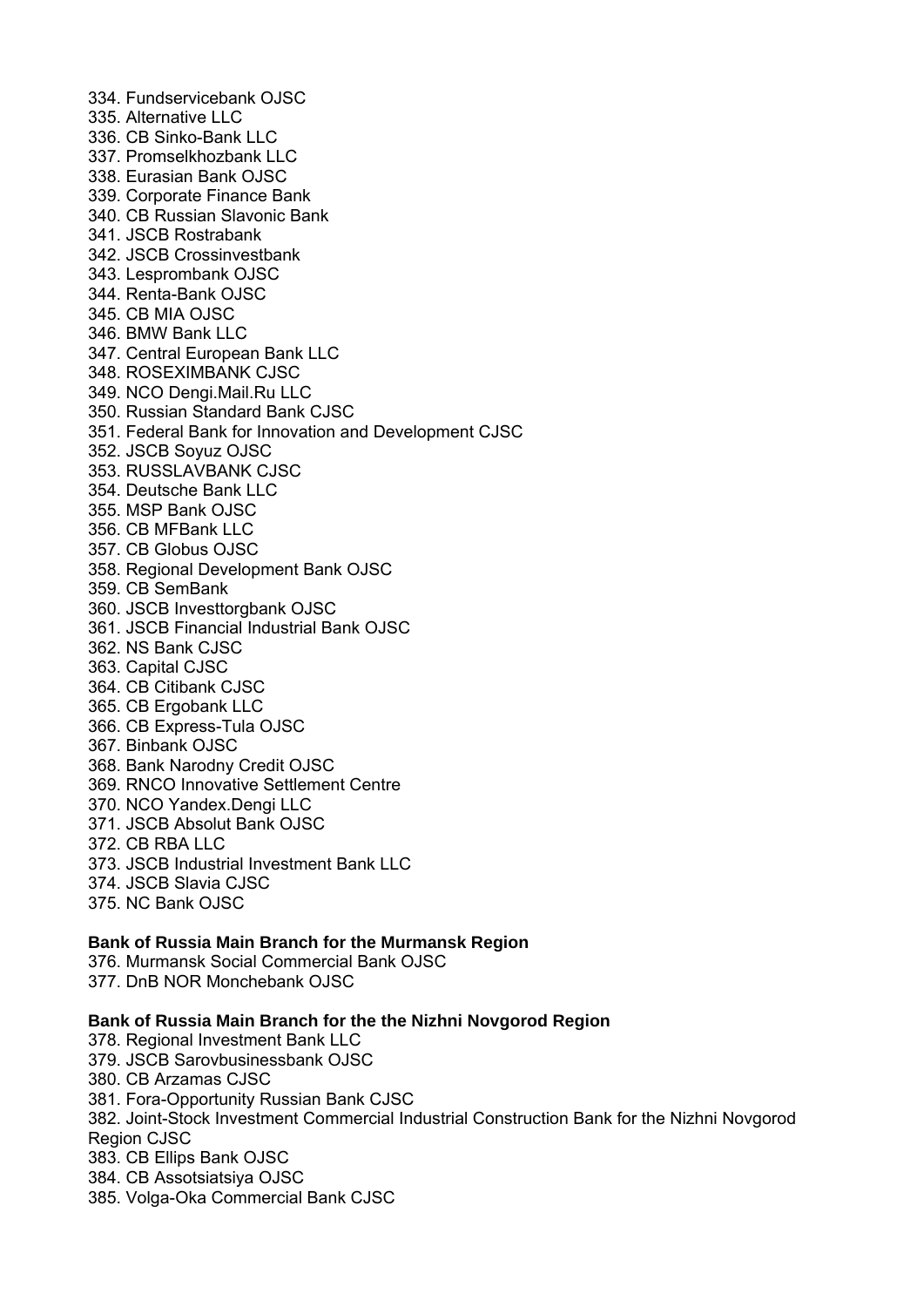334. Fundservicebank OJSC
335. Alternative LLC
336. CB Sinko-Bank LLC
337. Promselkhozbank LLC
338. Eurasian Bank OJSC
339. Corporate Finance Bank
340. CB Russian Slavonic Bank
341. JSCB Rostrabank
342. JSCB Crossinvestbank
343. Lesprombank OJSC
344. Renta-Bank OJSC
345. CB MIA OJSC
346. BMW Bank LLC
347. Central European Bank LLC
348. ROSEXIMBANK CJSC
349. NCO Dengi.Mail.Ru LLC
350. Russian Standard Bank CJSC
351. Federal Bank for Innovation and Development CJSC
352. JSCB Soyuz OJSC
353. RUSSLAVBANK CJSC
354. Deutsche Bank LLC
355. MSP Bank OJSC
356. CB MFBank LLC
357. CB Globus OJSC
358. Regional Development Bank OJSC
359. CB SemBank
360. JSCB Investtorgbank OJSC
361. JSCB Financial Industrial Bank OJSC
362. NS Bank CJSC
363. Capital CJSC
364. CB Citibank CJSC
365. CB Ergobank LLC
366. CB Express-Tula OJSC
367. Binbank OJSC
368. Bank Narodny Credit OJSC
369. RNCO Innovative Settlement Centre
370. NCO Yandex.Dengi LLC
371. JSCB Absolut Bank OJSC
372. CB RBA LLC
373. JSCB Industrial Investment Bank LLC
374. JSCB Slavia CJSC
375. NC Bank OJSC

**Bank of Russia Main Branch for the Murmansk Region**

376. Murmansk Social Commercial Bank OJSC
377. DnB NOR Monchebank OJSC

**Bank of Russia Main Branch for the the Nizhni Novgorod Region**

378. Regional Investment Bank LLC
379. JSCB Sarovbusinessbank OJSC
380. CB Arzamas CJSC
381. Fora-Opportunity Russian Bank CJSC
382. Joint-Stock Investment Commercial Industrial Construction Bank for the Nizhni Novgorod Region CJSC
383. CB Ellips Bank OJSC
384. CB Assotsiatsiya OJSC
385. Volga-Oka Commercial Bank CJSC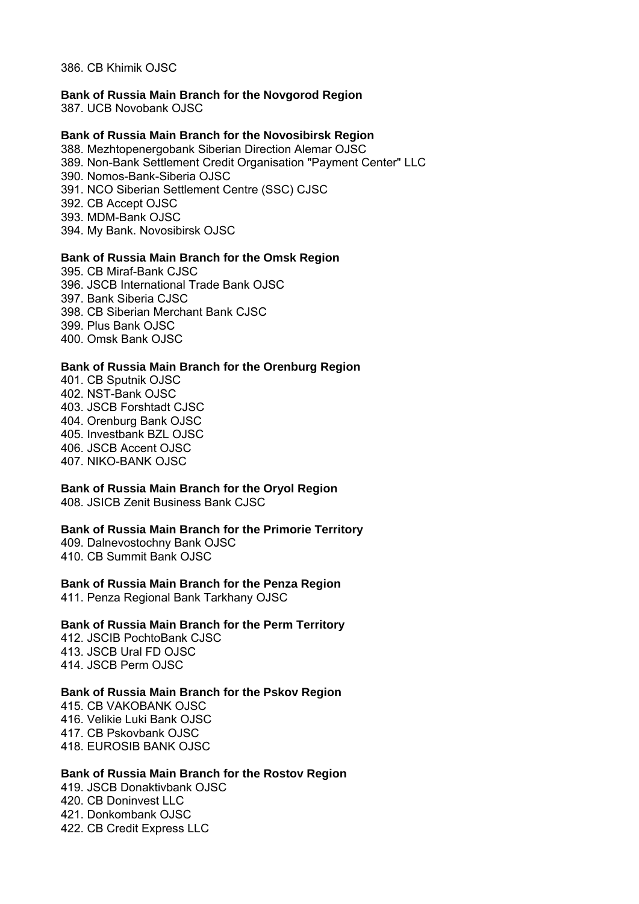386. CB Khimik OJSC

**Bank of Russia Main Branch for the Novgorod Region**

387. UCB Novobank OJSC

**Bank of Russia Main Branch for the Novosibirsk Region**

388. Mezhtopenergobank Siberian Direction Alemar OJSC
389. Non-Bank Settlement Credit Organisation "Payment Center" LLC
390. Nomos-Bank-Siberia OJSC
391. NCO Siberian Settlement Centre (SSC) CJSC
392. CB Accept OJSC
393. MDM-Bank OJSC
394. My Bank. Novosibirsk OJSC

**Bank of Russia Main Branch for the Omsk Region**

395. CB Miraf-Bank CJSC
396. JSCB International Trade Bank OJSC
397. Bank Siberia CJSC
398. CB Siberian Merchant Bank CJSC
399. Plus Bank OJSC
400. Omsk Bank OJSC

**Bank of Russia Main Branch for the Orenburg Region**

401. CB Sputnik OJSC
402. NST-Bank OJSC
403. JSCB Forshtadt CJSC
404. Orenburg Bank OJSC
405. Investbank BZL OJSC
406. JSCB Accent OJSC
407. NIKO-BANK OJSC

**Bank of Russia Main Branch for the Oryol Region**

408. JSICB Zenit Business Bank CJSC

**Bank of Russia Main Branch for the Primorie Territory**

409. Dalnevostochny Bank OJSC
410. CB Summit Bank OJSC

**Bank of Russia Main Branch for the Penza Region**

411. Penza Regional Bank Tarkhany OJSC

**Bank of Russia Main Branch for the Perm Territory**

412. JSCIB PochtoBank CJSC
413. JSCB Ural FD OJSC
414. JSCB Perm OJSC

**Bank of Russia Main Branch for the Pskov Region**

415. CB VAKOBANK OJSC
416. Velikie Luki Bank OJSC
417. CB Pskovbank OJSC
418. EUROSIB BANK OJSC

**Bank of Russia Main Branch for the Rostov Region**

419. JSCB Donaktivbank OJSC
420. CB Doninvest LLC
421. Donkombank OJSC
422. CB Credit Express LLC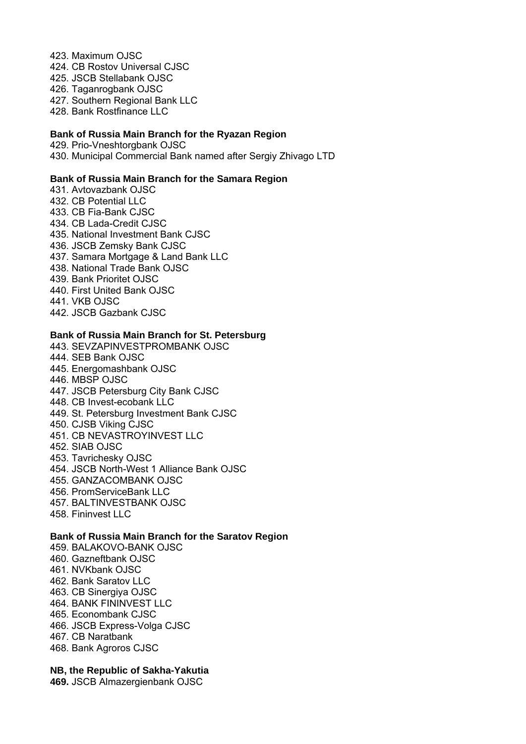423. Maximum OJSC
424. CB Rostov Universal CJSC
425. JSCB Stellabank OJSC
426. Taganrogbank OJSC
427. Southern Regional Bank LLC
428. Bank Rostfinance LLC

**Bank of Russia Main Branch for the Ryazan Region**

429. Prio-Vneshtorgbank OJSC
430. Municipal Commercial Bank named after Sergiy Zhivago LTD

**Bank of Russia Main Branch for the Samara Region**

431. Avtovazbank OJSC
432. CB Potential LLC
433. CB Fia-Bank CJSC
434. CB Lada-Credit CJSC
435. National Investment Bank CJSC
436. JSCB Zemsky Bank CJSC
437. Samara Mortgage & Land Bank LLC
438. National Trade Bank OJSC
439. Bank Prioritet OJSC
440. First United Bank OJSC
441. VKB OJSC
442. JSCB Gazbank CJSC

**Bank of Russia Main Branch for St. Petersburg**

443. SEVZAPINVESTPROMBANK OJSC
444. SEB Bank OJSC
445. Energomashbank OJSC
446. MBSP OJSC
447. JSCB Petersburg City Bank CJSC
448. CB Invest-ecobank LLC
449. St. Petersburg Investment Bank CJSC
450. CJSB Viking CJSC
451. CB NEVASTROYINVEST LLC
452. SIAB OJSC
453. Tavrichesky OJSC
454. JSCB North-West 1 Alliance Bank OJSC
455. GANZACOMBANK OJSC
456. PromServiceBank LLC
457. BALTINVESTBANK OJSC
458. Fininvest LLC

**Bank of Russia Main Branch for the Saratov Region**

459. BALAKOVO-BANK OJSC
460. Gazneftbank OJSC
461. NVKbank OJSC
462. Bank Saratov LLC
463. CB Sinergiya OJSC
464. BANK FININVEST LLC
465. Econombank CJSC
466. JSCB Express-Volga CJSC
467. CB Naratbank
468. Bank Agroros CJSC

**NB, the Republic of Sakha-Yakutia**

**469.** JSCB Almazergienbank OJSC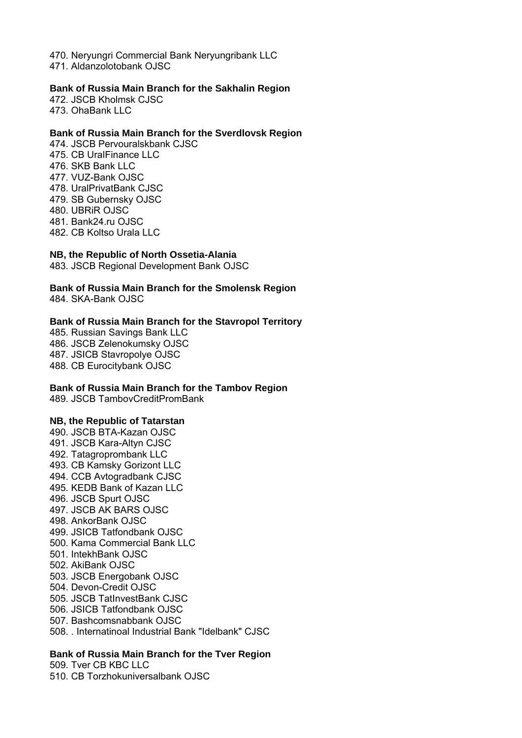470. Neryungri Commercial Bank Neryungribank LLC
471. Aldanzolotobank OJSC

**Bank of Russia Main Branch for the Sakhalin Region**

472. JSCB Kholmsk CJSC
473. OhaBank LLC

**Bank of Russia Main Branch for the Sverdlovsk Region**

474. JSCB Pervouralskbank CJSC
475. CB UralFinance LLC
476. SKB Bank LLC
477. VUZ-Bank OJSC
478. UralPrivatBank CJSC
479. SB Gubernsky OJSC
480. UBRiR OJSC
481. Bank24.ru OJSC
482. CB Koltso Urala LLC

**NB, the Republic of North Ossetia-Alania**

483. JSCB Regional Development Bank OJSC

**Bank of Russia Main Branch for the Smolensk Region**

484. SKA-Bank OJSC

**Bank of Russia Main Branch for the Stavropol Territory**

485. Russian Savings Bank LLC
486. JSCB Zelenokumsky OJSC
487. JSICB Stavropolye OJSC
488. CB Eurocitybank OJSC

**Bank of Russia Main Branch for the Tambov Region**

489. JSCB TambovCreditPromBank

**NB, the Republic of Tatarstan**

490. JSCB BTA-Kazan OJSC
491. JSCB Kara-Altyn CJSC
492. Tatagroprombank LLC
493. CB Kamsky Gorizont LLC
494. CCB Avtogradbank CJSC
495. KEDB Bank of Kazan LLC
496. JSCB Spurt OJSC
497. JSCB AK BARS OJSC
498. AnkorBank OJSC
499. JSICB Tatfondbank OJSC
500. Kama Commercial Bank LLC
501. IntekhBank OJSC
502. AkiBank OJSC
503. JSCB Energobank OJSC
504. Devon-Credit OJSC
505. JSCB TatInvestBank CJSC
506. JSICB Tatfondbank OJSC
507. Bashcomsnabbank OJSC
508. . Internatinoal Industrial Bank "Idelbank" CJSC

**Bank of Russia Main Branch for the Tver Region**

509. Tver CB KBC LLC
510. CB Torzhokuniversalbank OJSC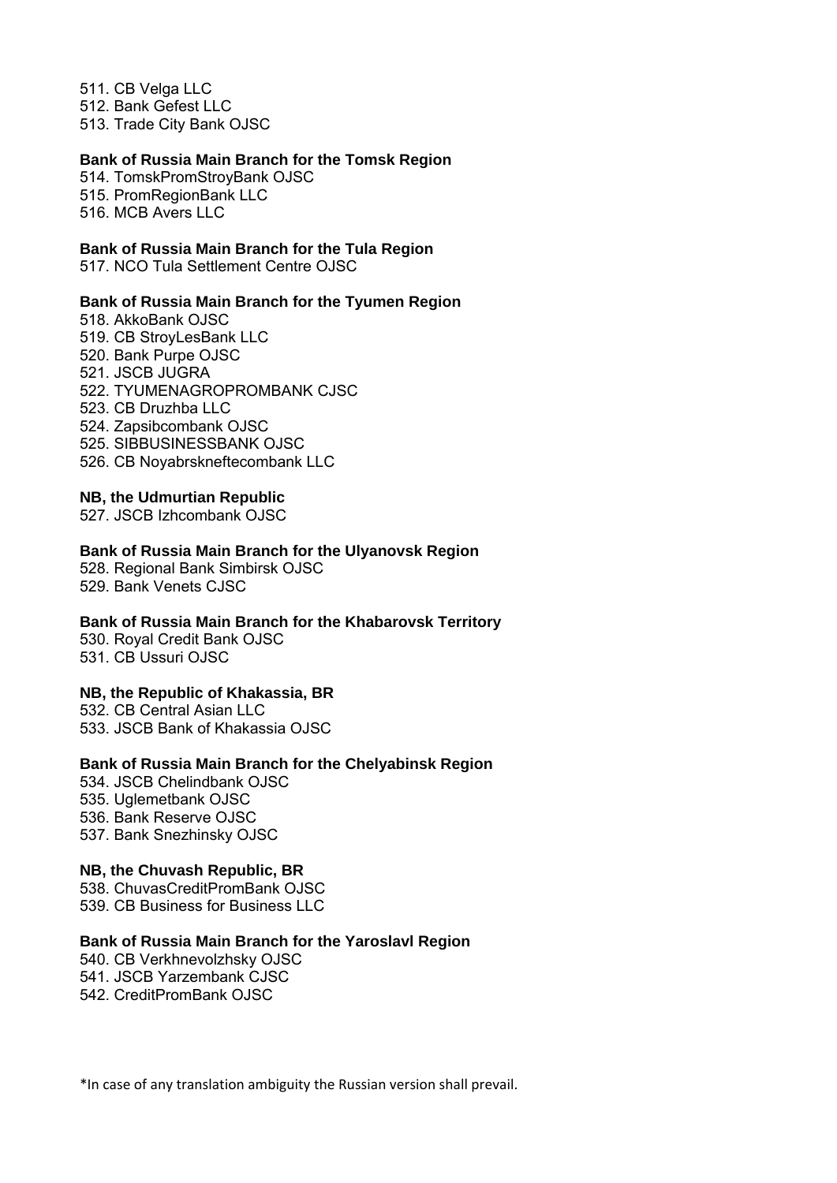511. CB Velga LLC
512. Bank Gefest LLC
513. Trade City Bank OJSC

**Bank of Russia Main Branch for the Tomsk Region**

514. TomskPromStroyBank OJSC
515. PromRegionBank LLC
516. MCB Avers LLC

**Bank of Russia Main Branch for the Tula Region**

517. NCO Tula Settlement Centre OJSC

**Bank of Russia Main Branch for the Tyumen Region**

518. AkkoBank OJSC
519. CB StroyLesBank LLC
520. Bank Purpe OJSC
521. JSCB JUGRA
522. TYUMENAGROPROMBANK CJSC
523. CB Druzhba LLC
524. Zapsibcombank OJSC
525. SIBBUSINESSBANK OJSC
526. CB Noyabrskneftecombank LLC

**NB, the Udmurtian Republic**

527. JSCB Izhcombank OJSC

**Bank of Russia Main Branch for the Ulyanovsk Region**

528. Regional Bank Simbirsk OJSC
529. Bank Venets CJSC

**Bank of Russia Main Branch for the Khabarovsk Territory**

530. Royal Credit Bank OJSC
531. CB Ussuri OJSC

**NB, the Republic of Khakassia, BR**

532. CB Central Asian LLC
533. JSCB Bank of Khakassia OJSC

**Bank of Russia Main Branch for the Chelyabinsk Region**

534. JSCB Chelindbank OJSC
535. Uglemetbank OJSC
536. Bank Reserve OJSC
537. Bank Snezhinsky OJSC

**NB, the Chuvash Republic, BR**

538. ChuvasCreditPromBank OJSC
539. CB Business for Business LLC

**Bank of Russia Main Branch for the Yaroslavl Region**

540. CB Verkhnevolzhsky OJSC
541. JSCB Yarzembank CJSC
542. CreditPromBank OJSC

*In case of any translation ambiguity the Russian version shall prevail.